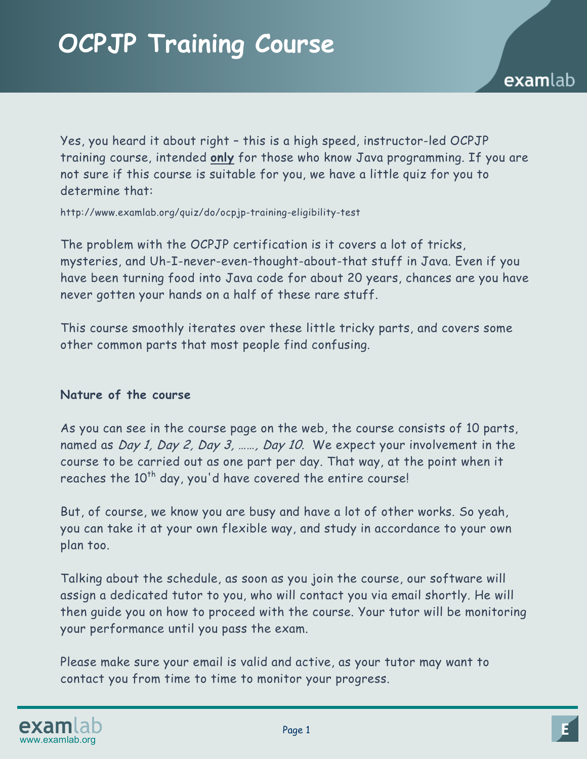# OCPJP Training Course

Yes, you heard it about right – this is a high speed, instructor-led OCPJP training course, intended **only** for those who know Java programming. If you are not sure if this course is suitable for you, we have a little quiz for you to determine that:

http://www.examlab.org/quiz/do/ocpjp-training-eligibility-test

The problem with the OCPJP certification is it covers a lot of tricks, mysteries, and Uh-I-never-even-thought-about-that stuff in Java. Even if you have been turning food into Java code for about 20 years, chances are you have never gotten your hands on a half of these rare stuff.

This course smoothly iterates over these little tricky parts, and covers some other common parts that most people find confusing.

**Nature of the course**

As you can see in the course page on the web, the course consists of 10 parts, named as *Day 1, Day 2, Day 3, ……, Day 10.* We expect your involvement in the course to be carried out as one part per day. That way, at the point when it reaches the 10th day, you'd have covered the entire course!

But, of course, we know you are busy and have a lot of other works. So yeah, you can take it at your own flexible way, and study in accordance to your own plan too.

Talking about the schedule, as soon as you join the course, our software will assign a dedicated tutor to you, who will contact you via email shortly. He will then guide you on how to proceed with the course. Your tutor will be monitoring your performance until you pass the exam.

Please make sure your email is valid and active, as your tutor may want to contact you from time to time to monitor your progress.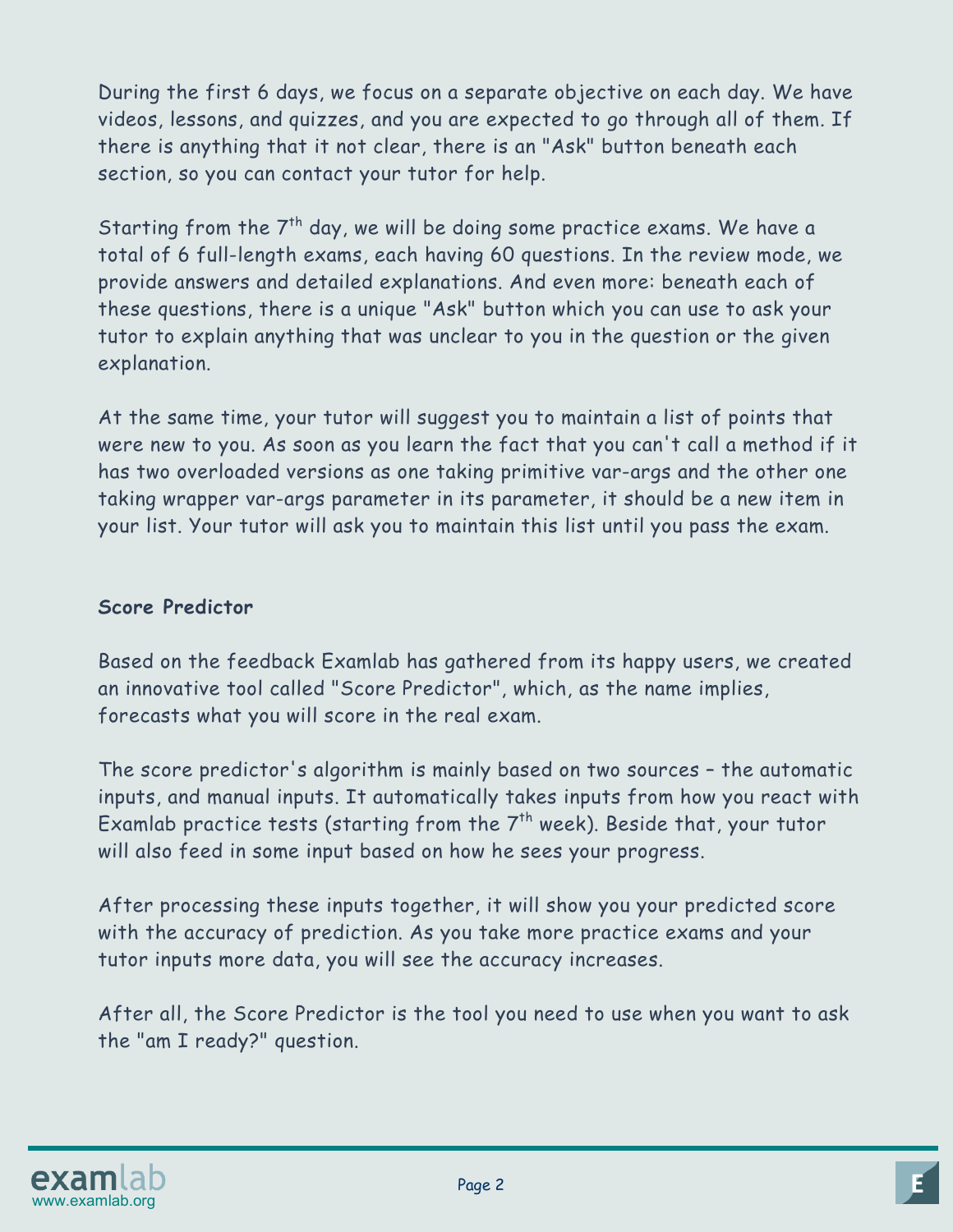During the first 6 days, we focus on a separate objective on each day. We have videos, lessons, and quizzes, and you are expected to go through all of them. If there is anything that it not clear, there is an "Ask" button beneath each section, so you can contact your tutor for help.

Starting from the 7th day, we will be doing some practice exams. We have a total of 6 full-length exams, each having 60 questions. In the review mode, we provide answers and detailed explanations. And even more: beneath each of these questions, there is a unique "Ask" button which you can use to ask your tutor to explain anything that was unclear to you in the question or the given explanation.

At the same time, your tutor will suggest you to maintain a list of points that were new to you. As soon as you learn the fact that you can't call a method if it has two overloaded versions as one taking primitive var-args and the other one taking wrapper var-args parameter in its parameter, it should be a new item in your list. Your tutor will ask you to maintain this list until you pass the exam.

**Score Predictor**

Based on the feedback Examlab has gathered from its happy users, we created an innovative tool called "Score Predictor", which, as the name implies, forecasts what you will score in the real exam.

The score predictor's algorithm is mainly based on two sources – the automatic inputs, and manual inputs. It automatically takes inputs from how you react with Examlab practice tests (starting from the 7th week). Beside that, your tutor will also feed in some input based on how he sees your progress.

After processing these inputs together, it will show you your predicted score with the accuracy of prediction. As you take more practice exams and your tutor inputs more data, you will see the accuracy increases.

After all, the Score Predictor is the tool you need to use when you want to ask the "am I ready?" question.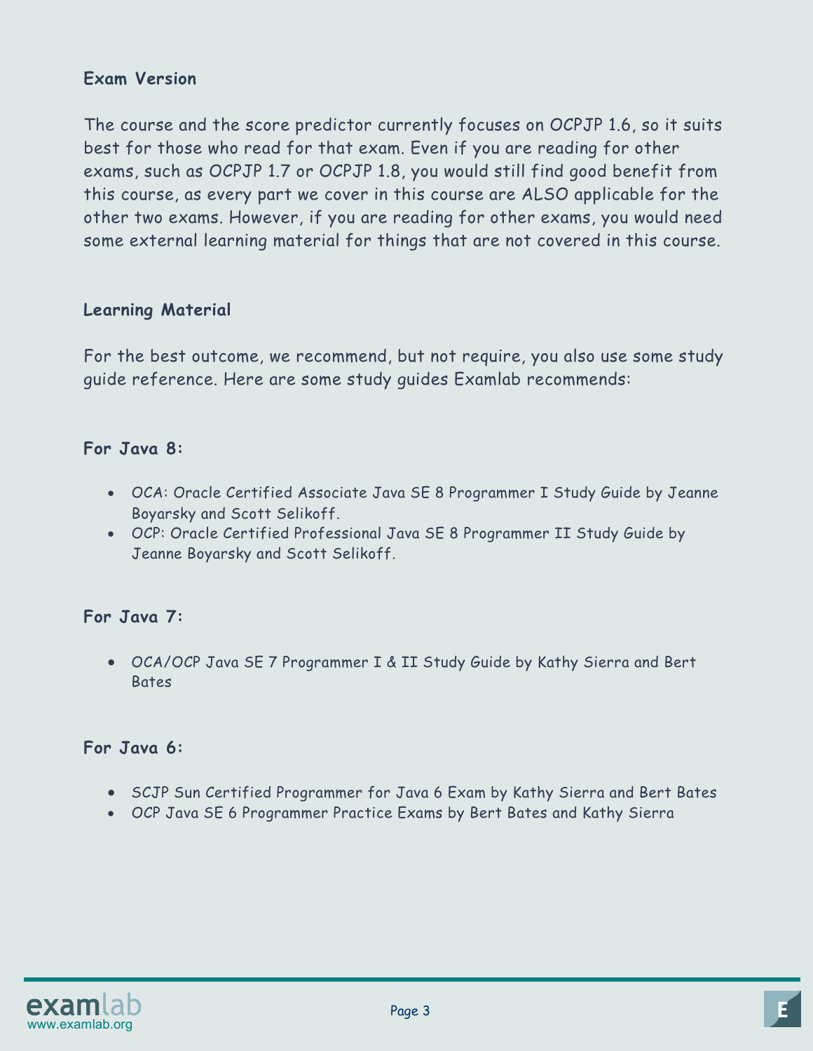### Exam Version

The course and the score predictor currently focuses on OCPJP 1.6, so it suits best for those who read for that exam. Even if you are reading for other exams, such as OCPJP 1.7 or OCPJP 1.8, you would still find good benefit from this course, as every part we cover in this course are ALSO applicable for the other two exams. However, if you are reading for other exams, you would need some external learning material for things that are not covered in this course.

### Learning Material

For the best outcome, we recommend, but not require, you also use some study guide reference. Here are some study guides Examlab recommends:

### For Java 8:

- OCA: Oracle Certified Associate Java SE 8 Programmer I Study Guide by Jeanne Boyarsky and Scott Selikoff.
- OCP: Oracle Certified Professional Java SE 8 Programmer II Study Guide by Jeanne Boyarsky and Scott Selikoff.

### For Java 7:

- OCA/OCP Java SE 7 Programmer I & II Study Guide by Kathy Sierra and Bert Bates

### For Java 6:

- SCJP Sun Certified Programmer for Java 6 Exam by Kathy Sierra and Bert Bates
- OCP Java SE 6 Programmer Practice Exams by Bert Bates and Kathy Sierra